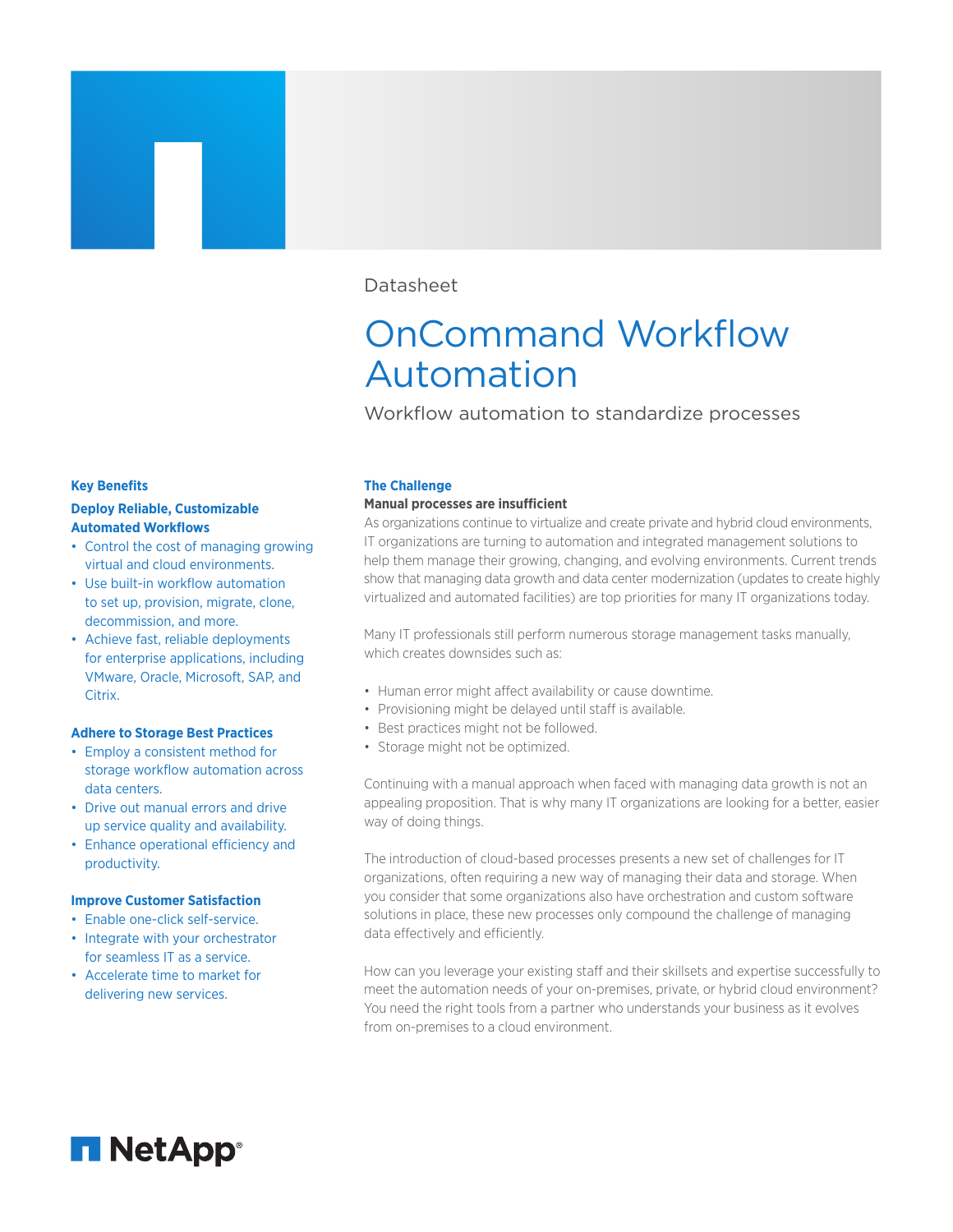Datasheet

# OnCommand Workflow Automation

Workflow automation to standardize processes

## Key Benefits

### Deploy Reliable, Customizable Automated Workflows

- Control the cost of managing growing virtual and cloud environments.
- Use built-in workflow automation to set up, provision, migrate, clone, decommission, and more.
- Achieve fast, reliable deployments for enterprise applications, including VMware, Oracle, Microsoft, SAP, and Citrix.

### Adhere to Storage Best Practices

- Employ a consistent method for storage workflow automation across data centers.
- Drive out manual errors and drive up service quality and availability.
- Enhance operational efficiency and productivity.

### Improve Customer Satisfaction

- Enable one-click self-service.
- Integrate with your orchestrator for seamless IT as a service.
- Accelerate time to market for delivering new services.

## The Challenge

**Manual processes are insufficient**

As organizations continue to virtualize and create private and hybrid cloud environments, IT organizations are turning to automation and integrated management solutions to help them manage their growing, changing, and evolving environments. Current trends show that managing data growth and data center modernization (updates to create highly virtualized and automated facilities) are top priorities for many IT organizations today.

Many IT professionals still perform numerous storage management tasks manually, which creates downsides such as:

- Human error might affect availability or cause downtime.
- Provisioning might be delayed until staff is available.
- Best practices might not be followed.
- Storage might not be optimized.

Continuing with a manual approach when faced with managing data growth is not an appealing proposition. That is why many IT organizations are looking for a better, easier way of doing things.

The introduction of cloud-based processes presents a new set of challenges for IT organizations, often requiring a new way of managing their data and storage. When you consider that some organizations also have orchestration and custom software solutions in place, these new processes only compound the challenge of managing data effectively and efficiently.

How can you leverage your existing staff and their skillsets and expertise successfully to meet the automation needs of your on-premises, private, or hybrid cloud environment? You need the right tools from a partner who understands your business as it evolves from on-premises to a cloud environment.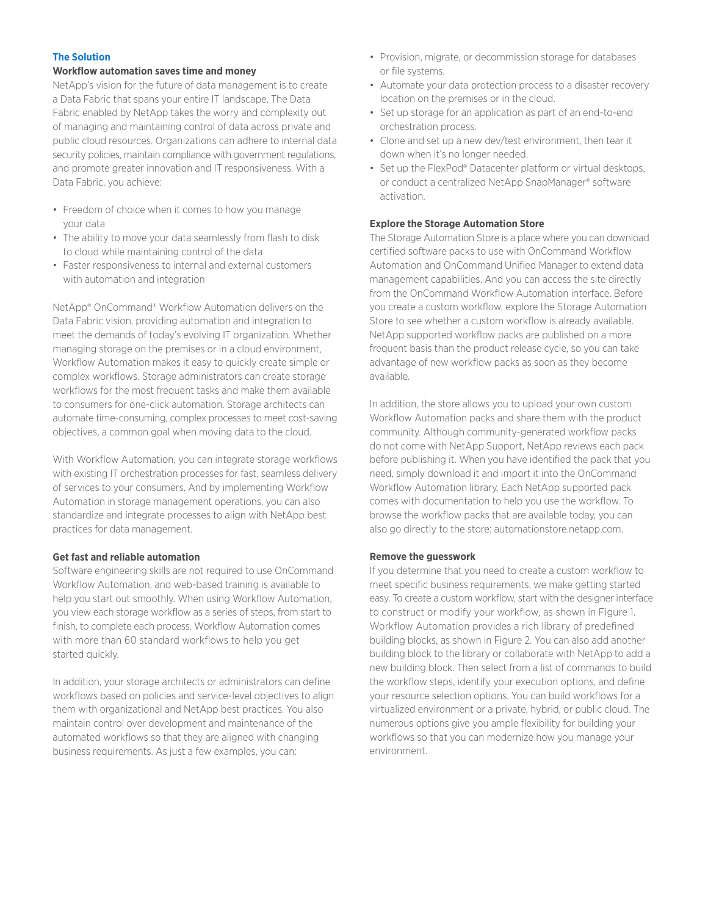## The Solution

### Workflow automation saves time and money

NetApp's vision for the future of data management is to create a Data Fabric that spans your entire IT landscape. The Data Fabric enabled by NetApp takes the worry and complexity out of managing and maintaining control of data across private and public cloud resources. Organizations can adhere to internal data security policies, maintain compliance with government regulations, and promote greater innovation and IT responsiveness. With a Data Fabric, you achieve:

- Freedom of choice when it comes to how you manage your data
- The ability to move your data seamlessly from flash to disk to cloud while maintaining control of the data
- Faster responsiveness to internal and external customers with automation and integration

NetApp® OnCommand® Workflow Automation delivers on the Data Fabric vision, providing automation and integration to meet the demands of today's evolving IT organization. Whether managing storage on the premises or in a cloud environment, Workflow Automation makes it easy to quickly create simple or complex workflows. Storage administrators can create storage workflows for the most frequent tasks and make them available to consumers for one-click automation. Storage architects can automate time-consuming, complex processes to meet cost-saving objectives, a common goal when moving data to the cloud.

With Workflow Automation, you can integrate storage workflows with existing IT orchestration processes for fast, seamless delivery of services to your consumers. And by implementing Workflow Automation in storage management operations, you can also standardize and integrate processes to align with NetApp best practices for data management.

### Get fast and reliable automation

Software engineering skills are not required to use OnCommand Workflow Automation, and web-based training is available to help you start out smoothly. When using Workflow Automation, you view each storage workflow as a series of steps, from start to finish, to complete each process. Workflow Automation comes with more than 60 standard workflows to help you get started quickly.

In addition, your storage architects or administrators can define workflows based on policies and service-level objectives to align them with organizational and NetApp best practices. You also maintain control over development and maintenance of the automated workflows so that they are aligned with changing business requirements. As just a few examples, you can:

- Provision, migrate, or decommission storage for databases or file systems.
- Automate your data protection process to a disaster recovery location on the premises or in the cloud.
- Set up storage for an application as part of an end-to-end orchestration process.
- Clone and set up a new dev/test environment, then tear it down when it's no longer needed.
- Set up the FlexPod® Datacenter platform or virtual desktops, or conduct a centralized NetApp SnapManager® software activation.

### Explore the Storage Automation Store

The Storage Automation Store is a place where you can download certified software packs to use with OnCommand Workflow Automation and OnCommand Unified Manager to extend data management capabilities. And you can access the site directly from the OnCommand Workflow Automation interface. Before you create a custom workflow, explore the Storage Automation Store to see whether a custom workflow is already available. NetApp supported workflow packs are published on a more frequent basis than the product release cycle, so you can take advantage of new workflow packs as soon as they become available.

In addition, the store allows you to upload your own custom Workflow Automation packs and share them with the product community. Although community-generated workflow packs do not come with NetApp Support, NetApp reviews each pack before publishing it. When you have identified the pack that you need, simply download it and import it into the OnCommand Workflow Automation library. Each NetApp supported pack comes with documentation to help you use the workflow. To browse the workflow packs that are available today, you can also go directly to the store: automationstore.netapp.com.

### Remove the guesswork

If you determine that you need to create a custom workflow to meet specific business requirements, we make getting started easy. To create a custom workflow, start with the designer interface to construct or modify your workflow, as shown in Figure 1. Workflow Automation provides a rich library of predefined building blocks, as shown in Figure 2. You can also add another building block to the library or collaborate with NetApp to add a new building block. Then select from a list of commands to build the workflow steps, identify your execution options, and define your resource selection options. You can build workflows for a virtualized environment or a private, hybrid, or public cloud. The numerous options give you ample flexibility for building your workflows so that you can modernize how you manage your environment.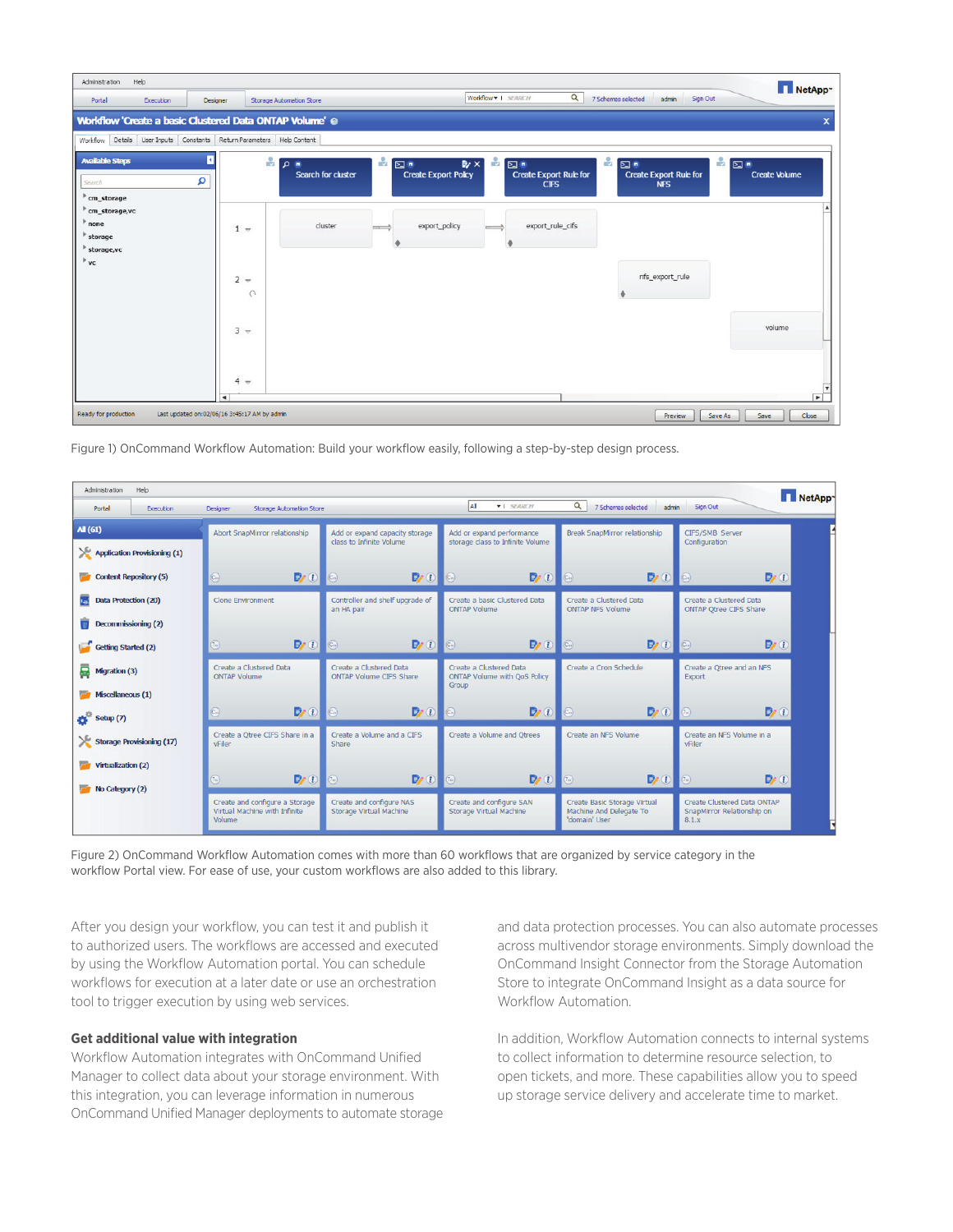Figure 1) OnCommand Workflow Automation: Build your workflow easily, following a step-by-step design process.

Figure 2) OnCommand Workflow Automation comes with more than 60 workflows that are organized by service category in the workflow Portal view. For ease of use, your custom workflows are also added to this library.

After you design your workflow, you can test it and publish it to authorized users. The workflows are accessed and executed by using the Workflow Automation portal. You can schedule workflows for execution at a later date or use an orchestration tool to trigger execution by using web services.

### Get additional value with integration

Workflow Automation integrates with OnCommand Unified Manager to collect data about your storage environment. With this integration, you can leverage information in numerous OnCommand Unified Manager deployments to automate storage and data protection processes. You can also automate processes across multivendor storage environments. Simply download the OnCommand Insight Connector from the Storage Automation Store to integrate OnCommand Insight as a data source for Workflow Automation.

In addition, Workflow Automation connects to internal systems to collect information to determine resource selection, to open tickets, and more. These capabilities allow you to speed up storage service delivery and accelerate time to market.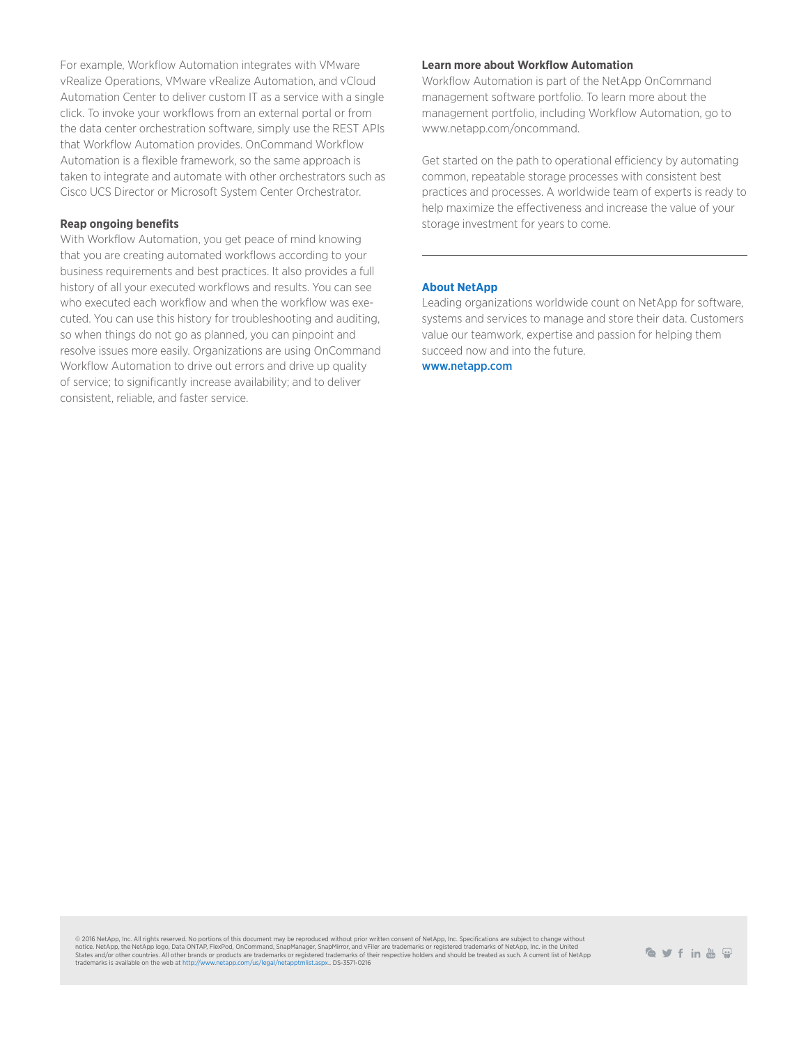For example, Workflow Automation integrates with VMware vRealize Operations, VMware vRealize Automation, and vCloud Automation Center to deliver custom IT as a service with a single click. To invoke your workflows from an external portal or from the data center orchestration software, simply use the REST APIs that Workflow Automation provides. OnCommand Workflow Automation is a flexible framework, so the same approach is taken to integrate and automate with other orchestrators such as Cisco UCS Director or Microsoft System Center Orchestrator.

**Reap ongoing benefits**

With Workflow Automation, you get peace of mind knowing that you are creating automated workflows according to your business requirements and best practices. It also provides a full history of all your executed workflows and results. You can see who executed each workflow and when the workflow was executed. You can use this history for troubleshooting and auditing, so when things do not go as planned, you can pinpoint and resolve issues more easily. Organizations are using OnCommand Workflow Automation to drive out errors and drive up quality of service; to significantly increase availability; and to deliver consistent, reliable, and faster service.

**Learn more about Workflow Automation**

Workflow Automation is part of the NetApp OnCommand management software portfolio. To learn more about the management portfolio, including Workflow Automation, go to www.netapp.com/oncommand.

Get started on the path to operational efficiency by automating common, repeatable storage processes with consistent best practices and processes. A worldwide team of experts is ready to help maximize the effectiveness and increase the value of your storage investment for years to come.

---

**About NetApp**

Leading organizations worldwide count on NetApp for software, systems and services to manage and store their data. Customers value our teamwork, expertise and passion for helping them succeed now and into the future.

www.netapp.com

© 2016 NetApp, Inc. All rights reserved. No portions of this document may be reproduced without prior written consent of NetApp, Inc. Specifications are subject to change without notice. NetApp, the NetApp logo, Data ONTAP, FlexPod, OnCommand, SnapManager, SnapMirror, and vFiler are trademarks or registered trademarks of NetApp, Inc. in the United States and/or other countries. All other brands or products are trademarks or registered trademarks of their respective holders and should be treated as such. A current list of NetApp trademarks is available on the web at http://www.netapp.com/us/legal/netapptmlist.aspx. DS-3571-0216